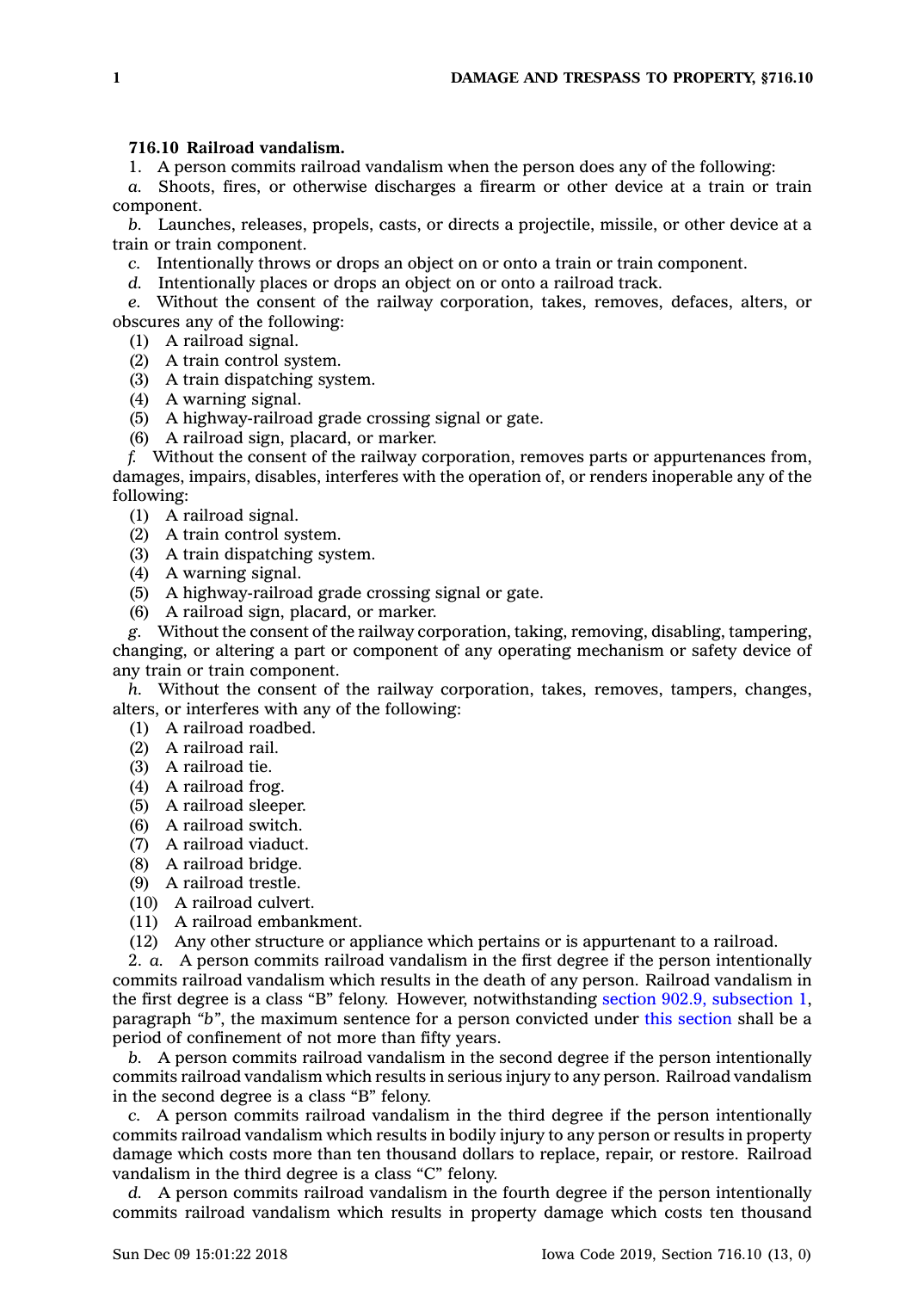**716.10 Railroad vandalism.**

1. A person commits railroad vandalism when the person does any of the following:

*a.* Shoots, fires, or otherwise discharges a firearm or other device at a train or train component.

*b.* Launches, releases, propels, casts, or directs a projectile, missile, or other device at a train or train component.

*c.* Intentionally throws or drops an object on or onto a train or train component.

*d.* Intentionally places or drops an object on or onto a railroad track.

*e.* Without the consent of the railway corporation, takes, removes, defaces, alters, or obscures any of the following:

(1) A railroad signal.
(2) A train control system.
(3) A train dispatching system.
(4) A warning signal.
(5) A highway-railroad grade crossing signal or gate.
(6) A railroad sign, placard, or marker.

*f.* Without the consent of the railway corporation, removes parts or appurtenances from, damages, impairs, disables, interferes with the operation of, or renders inoperable any of the following:

(1) A railroad signal.
(2) A train control system.
(3) A train dispatching system.
(4) A warning signal.
(5) A highway-railroad grade crossing signal or gate.
(6) A railroad sign, placard, or marker.

*g.* Without the consent of the railway corporation, taking, removing, disabling, tampering, changing, or altering a part or component of any operating mechanism or safety device of any train or train component.

*h.* Without the consent of the railway corporation, takes, removes, tampers, changes, alters, or interferes with any of the following:

(1) A railroad roadbed.
(2) A railroad rail.
(3) A railroad tie.
(4) A railroad frog.
(5) A railroad sleeper.
(6) A railroad switch.
(7) A railroad viaduct.
(8) A railroad bridge.
(9) A railroad trestle.
(10) A railroad culvert.
(11) A railroad embankment.
(12) Any other structure or appliance which pertains or is appurtenant to a railroad.

2. *a.* A person commits railroad vandalism in the first degree if the person intentionally commits railroad vandalism which results in the death of any person. Railroad vandalism in the first degree is a class "B" felony. However, notwithstanding section 902.9, subsection 1, paragraph "*b*", the maximum sentence for a person convicted under this section shall be a period of confinement of not more than fifty years.

*b.* A person commits railroad vandalism in the second degree if the person intentionally commits railroad vandalism which results in serious injury to any person. Railroad vandalism in the second degree is a class "B" felony.

*c.* A person commits railroad vandalism in the third degree if the person intentionally commits railroad vandalism which results in bodily injury to any person or results in property damage which costs more than ten thousand dollars to replace, repair, or restore. Railroad vandalism in the third degree is a class "C" felony.

*d.* A person commits railroad vandalism in the fourth degree if the person intentionally commits railroad vandalism which results in property damage which costs ten thousand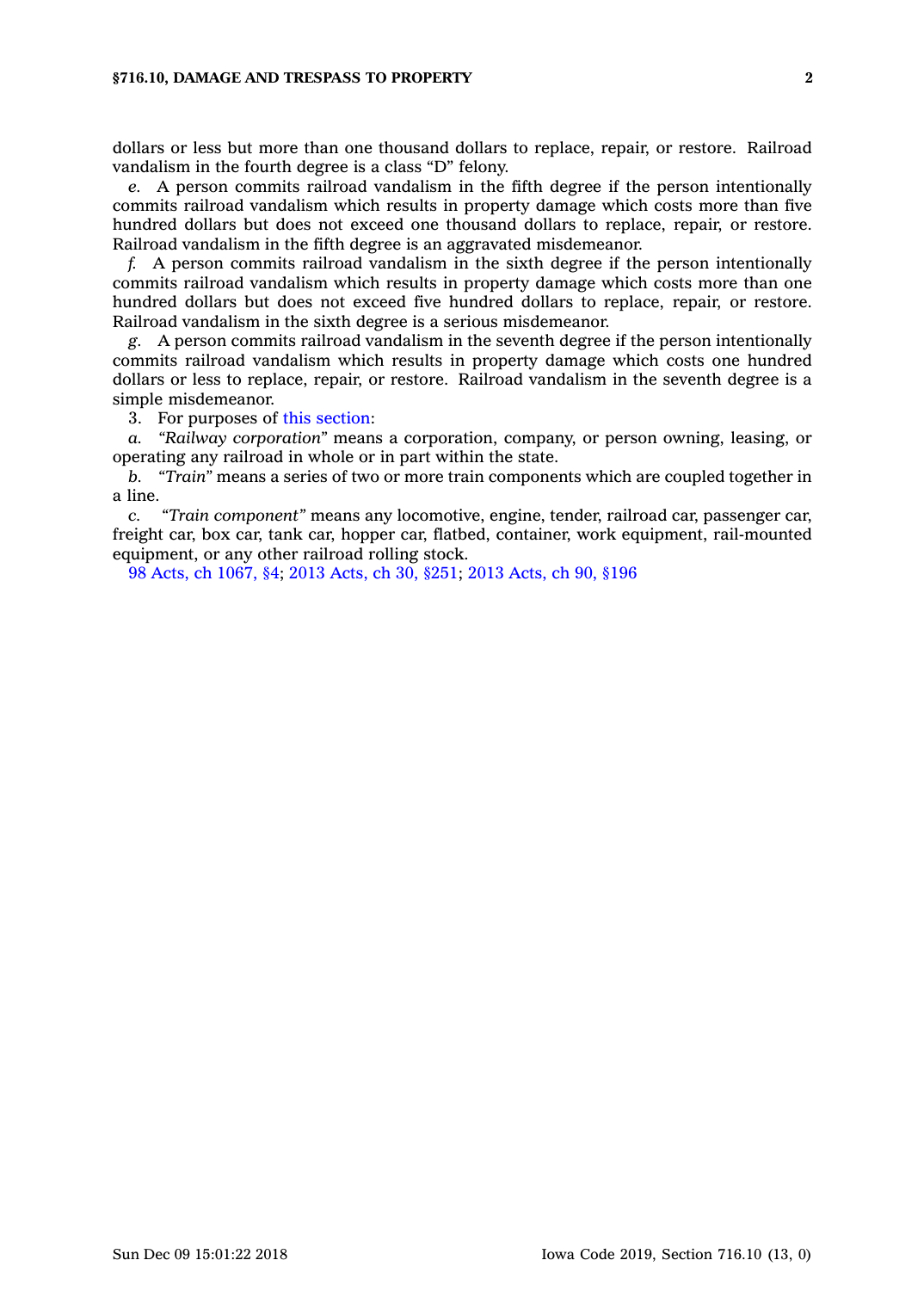dollars or less but more than one thousand dollars to replace, repair, or restore. Railroad vandalism in the fourth degree is a class "D" felony.

*e.* A person commits railroad vandalism in the fifth degree if the person intentionally commits railroad vandalism which results in property damage which costs more than five hundred dollars but does not exceed one thousand dollars to replace, repair, or restore. Railroad vandalism in the fifth degree is an aggravated misdemeanor.

*f.* A person commits railroad vandalism in the sixth degree if the person intentionally commits railroad vandalism which results in property damage which costs more than one hundred dollars but does not exceed five hundred dollars to replace, repair, or restore. Railroad vandalism in the sixth degree is a serious misdemeanor.

*g.* A person commits railroad vandalism in the seventh degree if the person intentionally commits railroad vandalism which results in property damage which costs one hundred dollars or less to replace, repair, or restore. Railroad vandalism in the seventh degree is a simple misdemeanor.

3. For purposes of this section:

*a.* *"Railway corporation"* means a corporation, company, or person owning, leasing, or operating any railroad in whole or in part within the state.

*b.* *"Train"* means a series of two or more train components which are coupled together in a line.

*c.* *"Train component"* means any locomotive, engine, tender, railroad car, passenger car, freight car, box car, tank car, hopper car, flatbed, container, work equipment, rail-mounted equipment, or any other railroad rolling stock.

98 Acts, ch 1067, §4; 2013 Acts, ch 30, §251; 2013 Acts, ch 90, §196